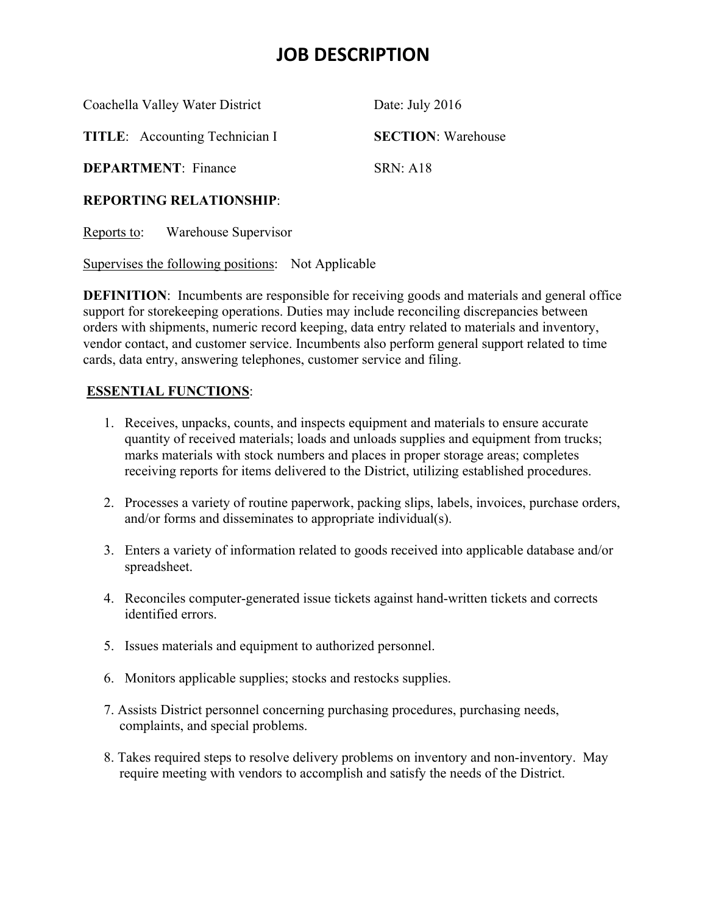# JOB DESCRIPTION

Coachella Valley Water District

Date: July 2016

**TITLE**: Accounting Technician I

**SECTION**: Warehouse

**DEPARTMENT**: Finance

SRN: A18

**REPORTING RELATIONSHIP**:

Reports to: Warehouse Supervisor

Supervises the following positions: Not Applicable

**DEFINITION**: Incumbents are responsible for receiving goods and materials and general office support for storekeeping operations. Duties may include reconciling discrepancies between orders with shipments, numeric record keeping, data entry related to materials and inventory, vendor contact, and customer service. Incumbents also perform general support related to time cards, data entry, answering telephones, customer service and filing.

**ESSENTIAL FUNCTIONS**:

1. Receives, unpacks, counts, and inspects equipment and materials to ensure accurate quantity of received materials; loads and unloads supplies and equipment from trucks; marks materials with stock numbers and places in proper storage areas; completes receiving reports for items delivered to the District, utilizing established procedures.

2. Processes a variety of routine paperwork, packing slips, labels, invoices, purchase orders, and/or forms and disseminates to appropriate individual(s).

3. Enters a variety of information related to goods received into applicable database and/or spreadsheet.

4. Reconciles computer-generated issue tickets against hand-written tickets and corrects identified errors.

5. Issues materials and equipment to authorized personnel.

6. Monitors applicable supplies; stocks and restocks supplies.

7. Assists District personnel concerning purchasing procedures, purchasing needs, complaints, and special problems.

8. Takes required steps to resolve delivery problems on inventory and non-inventory. May require meeting with vendors to accomplish and satisfy the needs of the District.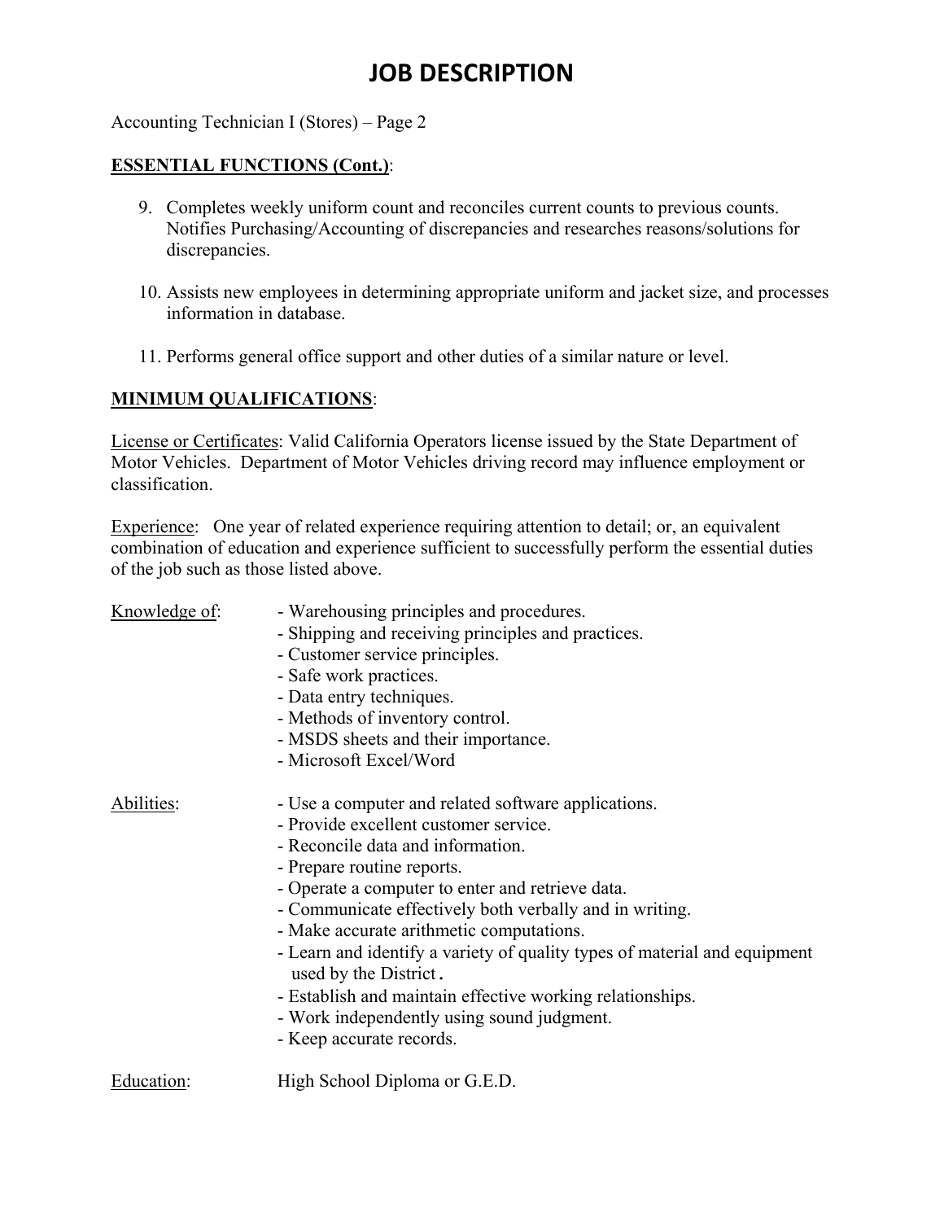# JOB DESCRIPTION

Accounting Technician I (Stores) – Page 2

**ESSENTIAL FUNCTIONS (Cont.)**:

9. Completes weekly uniform count and reconciles current counts to previous counts. Notifies Purchasing/Accounting of discrepancies and researches reasons/solutions for discrepancies.

10. Assists new employees in determining appropriate uniform and jacket size, and processes information in database.

11. Performs general office support and other duties of a similar nature or level.

**MINIMUM QUALIFICATIONS**:

License or Certificates: Valid California Operators license issued by the State Department of Motor Vehicles. Department of Motor Vehicles driving record may influence employment or classification.

Experience: One year of related experience requiring attention to detail; or, an equivalent combination of education and experience sufficient to successfully perform the essential duties of the job such as those listed above.

Knowledge of:
- Warehousing principles and procedures.
- Shipping and receiving principles and practices.
- Customer service principles.
- Safe work practices.
- Data entry techniques.
- Methods of inventory control.
- MSDS sheets and their importance.
- Microsoft Excel/Word

Abilities:
- Use a computer and related software applications.
- Provide excellent customer service.
- Reconcile data and information.
- Prepare routine reports.
- Operate a computer to enter and retrieve data.
- Communicate effectively both verbally and in writing.
- Make accurate arithmetic computations.
- Learn and identify a variety of quality types of material and equipment used by the District.
- Establish and maintain effective working relationships.
- Work independently using sound judgment.
- Keep accurate records.

Education: High School Diploma or G.E.D.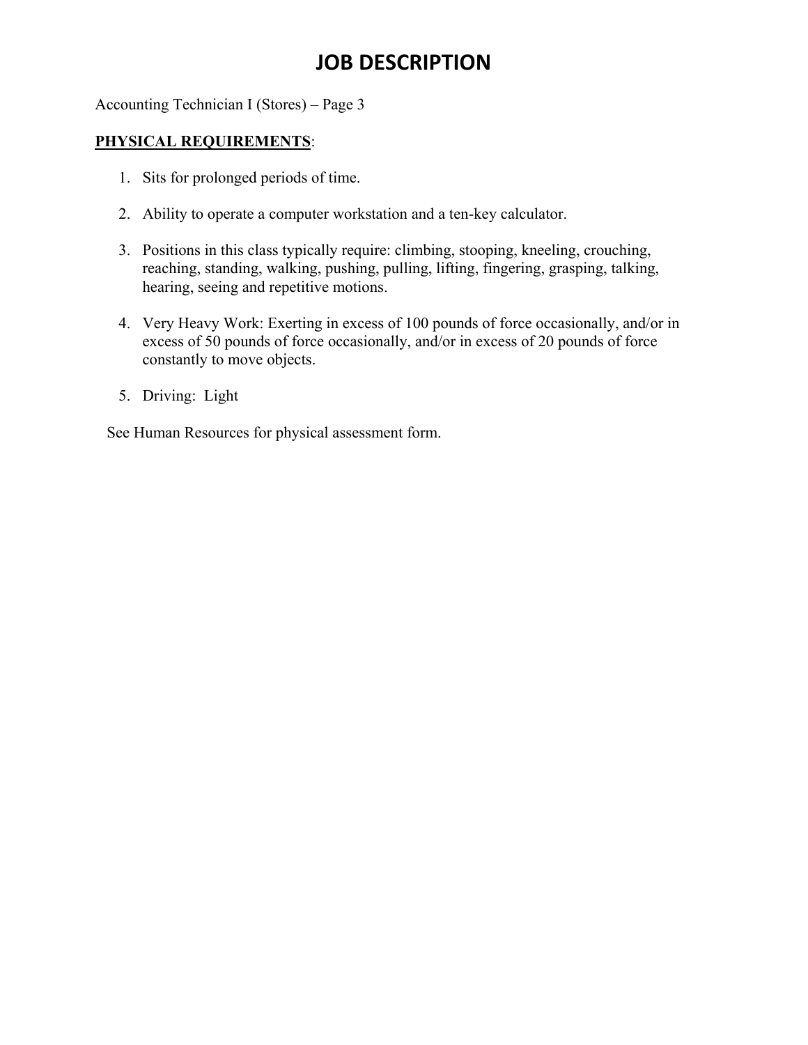# JOB DESCRIPTION

Accounting Technician I (Stores) – Page 3

**PHYSICAL REQUIREMENTS**:

1. Sits for prolonged periods of time.

2. Ability to operate a computer workstation and a ten-key calculator.

3. Positions in this class typically require: climbing, stooping, kneeling, crouching, reaching, standing, walking, pushing, pulling, lifting, fingering, grasping, talking, hearing, seeing and repetitive motions.

4. Very Heavy Work: Exerting in excess of 100 pounds of force occasionally, and/or in excess of 50 pounds of force occasionally, and/or in excess of 20 pounds of force constantly to move objects.

5. Driving: Light

See Human Resources for physical assessment form.